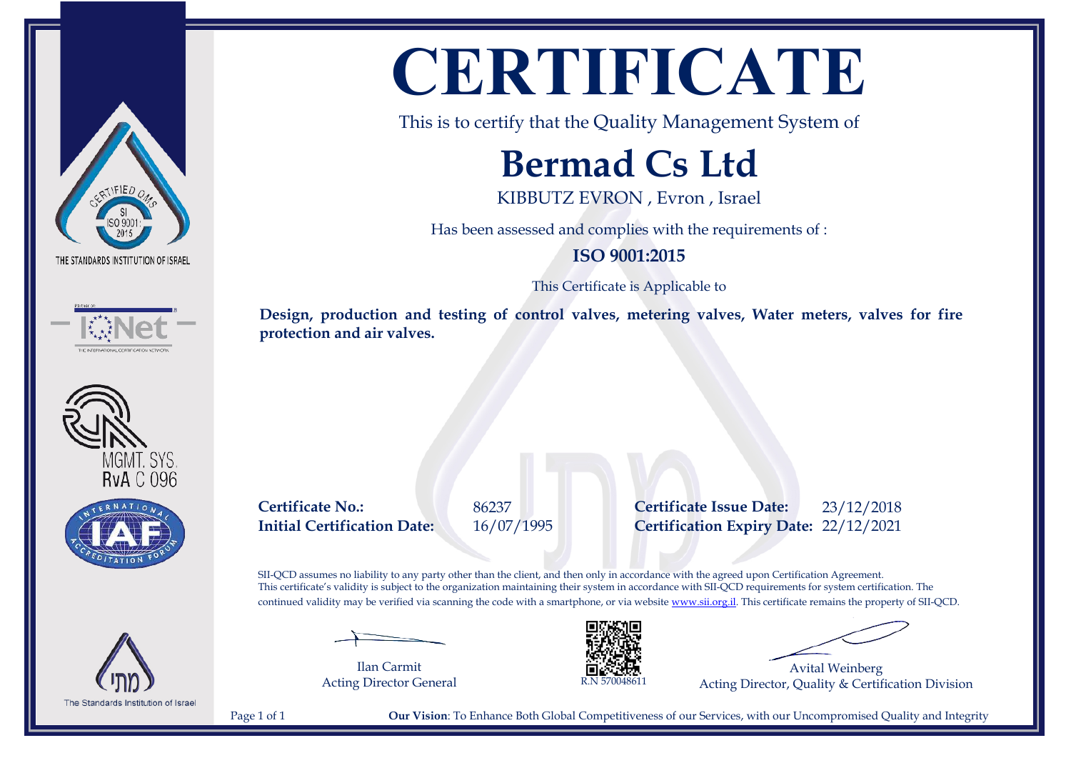# CERTIFICATE

This is to certify that the Quality Management System of

## Bermad Cs Ltd

KIBBUTZ EVRON , Evron , Israel

Has been assessed and complies with the requirements of :

**ISO 9001:2015**

This Certificate is Applicable to

**Design, production and testing of control valves, metering valves, Water meters, valves for fire protection and air valves.**

| | | | |
|---|---|---|---|
| **Certificate No.:** | 86237 | **Certificate Issue Date:** | 23/12/2018 |
| **Initial Certification Date:** | 16/07/1995 | **Certification Expiry Date:** | 22/12/2021 |

SII-QCD assumes no liability to any party other than the client, and then only in accordance with the agreed upon Certification Agreement. This certificate's validity is subject to the organization maintaining their system in accordance with SII-QCD requirements for system certification. The continued validity may be verified via scanning the code with a smartphone, or via website www.sii.org.il. This certificate remains the property of SII-QCD.

Ilan Carmit
Acting Director General

R.N 570048611

Avital Weinberg
Acting Director, Quality & Certification Division

**Our Vision**: To Enhance Both Global Competitiveness of our Services, with our Uncompromised Quality and Integrity

THE STANDARDS INSTITUTION OF ISRAEL

MGMT. SYS. RvA C 096

The Standards Institution of Israel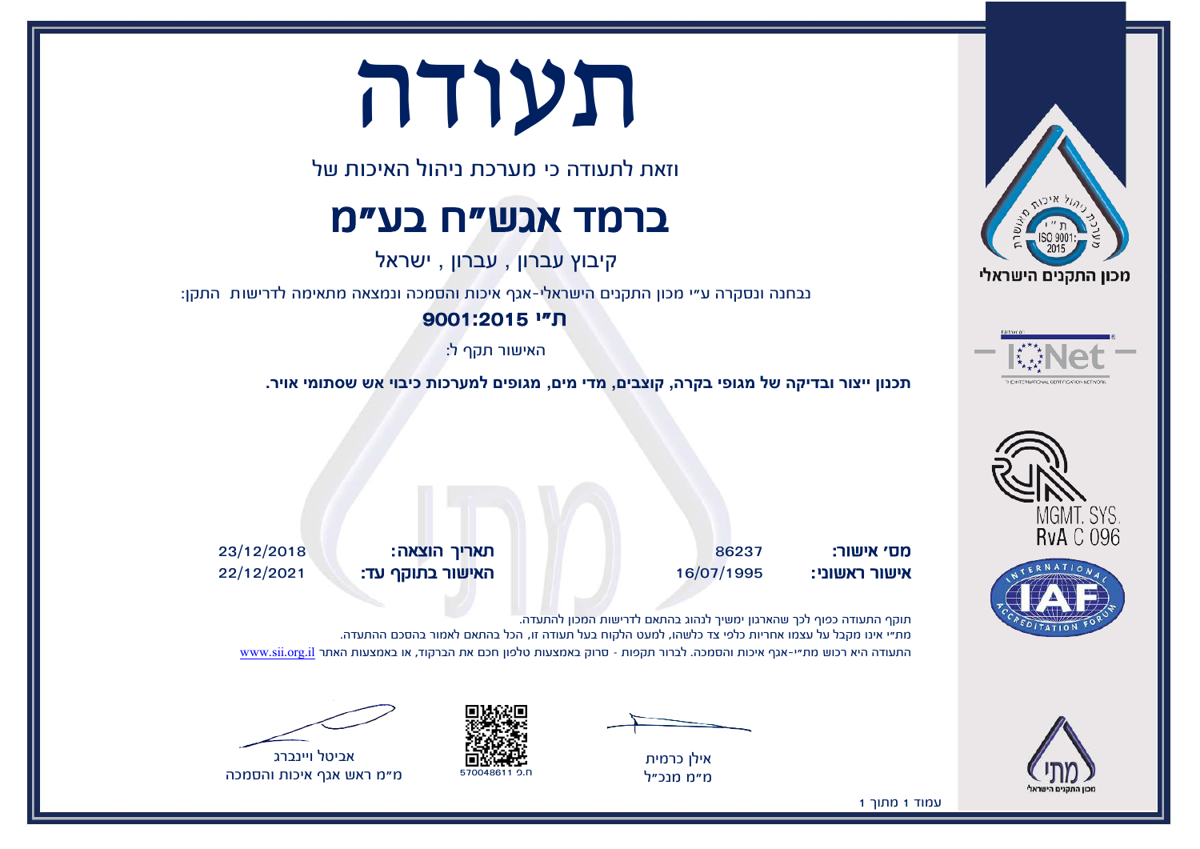# תעודה

וזאת לתעודה כי מערכת ניהול האיכות של

## ברמד אגש"ח בע"מ

קיבוץ עברון , עברון , ישראל

נבחנה ונסקרה ע"י מכון התקנים הישראלי-אגף איכות והסמכה ונמצאה מתאימה לדרישות התקן:

**ת"י 9001:2015**

האישור תקף ל:

**תכנון ייצור ובדיקה של מגופי בקרה, קוצבים, מדי מים, מגופים למערכות כיבוי אש שסתומי אויר.**

**מס' אישור:** 86237

**אישור ראשוני:** 16/07/1995

**תאריך הוצאה:** 23/12/2018

**האישור בתוקף עד:** 22/12/2021

תוקף התעודה כפוף לכך שהארגון ימשיך לנהוג בהתאם לדרישות המכון להתעודה.

מת"י אינו מקבל על עצמו אחריות כלפי צד כלשהו, למעט הלקוח בעל תעודה זו, הכל בהתאם לאמור בהסכם ההתעודה.

התעודה היא רכוש מת"י-אגף איכות והסמכה. לברור תקפות - סרוק באמצעות טלפון חכם את הברקוד, או באמצעות האתר www.sii.org.il

אילן כרמית
מ"מ מנכ"ל

ח.פ 570048611

אביטל ויינברג
מ"מ ראש אגף איכות והסמכה

מכון התקנים הישראלי

MGMT. SYS.
RvA C 096